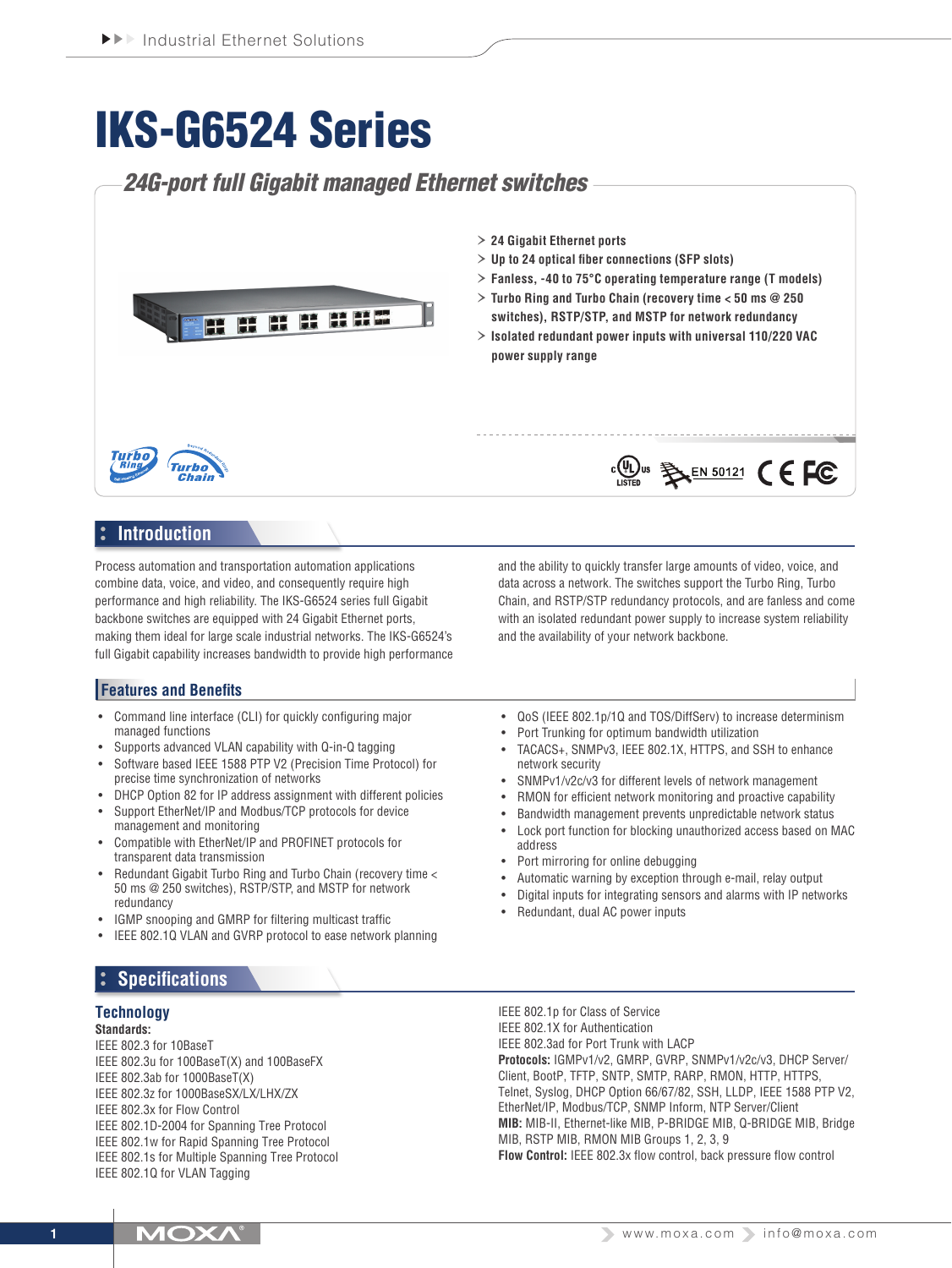# IKS-G6524 Series

## 24G-port full Gigabit managed Ethernet switches

> 24 Gigabit Ethernet ports
> Up to 24 optical fiber connections (SFP slots)
> Fanless, -40 to 75°C operating temperature range (T models)
> Turbo Ring and Turbo Chain (recovery time < 50 ms @ 250 switches), RSTP/STP, and MSTP for network redundancy
> Isolated redundant power inputs with universal 110/220 VAC power supply range

EN 50121

## Introduction

Process automation and transportation automation applications combine data, voice, and video, and consequently require high performance and high reliability. The IKS-G6524 series full Gigabit backbone switches are equipped with 24 Gigabit Ethernet ports, making them ideal for large scale industrial networks. The IKS-G6524's full Gigabit capability increases bandwidth to provide high performance and the ability to quickly transfer large amounts of video, voice, and data across a network. The switches support the Turbo Ring, Turbo Chain, and RSTP/STP redundancy protocols, and are fanless and come with an isolated redundant power supply to increase system reliability and the availability of your network backbone.

## Features and Benefits

- Command line interface (CLI) for quickly configuring major managed functions
- Supports advanced VLAN capability with Q-in-Q tagging
- Software based IEEE 1588 PTP V2 (Precision Time Protocol) for precise time synchronization of networks
- DHCP Option 82 for IP address assignment with different policies
- Support EtherNet/IP and Modbus/TCP protocols for device management and monitoring
- Compatible with EtherNet/IP and PROFINET protocols for transparent data transmission
- Redundant Gigabit Turbo Ring and Turbo Chain (recovery time < 50 ms @ 250 switches), RSTP/STP, and MSTP for network redundancy
- IGMP snooping and GMRP for filtering multicast traffic
- IEEE 802.1Q VLAN and GVRP protocol to ease network planning
- QoS (IEEE 802.1p/1Q and TOS/DiffServ) to increase determinism
- Port Trunking for optimum bandwidth utilization
- TACACS+, SNMPv3, IEEE 802.1X, HTTPS, and SSH to enhance network security
- SNMPv1/v2c/v3 for different levels of network management
- RMON for efficient network monitoring and proactive capability
- Bandwidth management prevents unpredictable network status
- Lock port function for blocking unauthorized access based on MAC address
- Port mirroring for online debugging
- Automatic warning by exception through e-mail, relay output
- Digital inputs for integrating sensors and alarms with IP networks
- Redundant, dual AC power inputs

## Specifications

### Technology

**Standards:**
IEEE 802.3 for 10BaseT
IEEE 802.3u for 100BaseT(X) and 100BaseFX
IEEE 802.3ab for 1000BaseT(X)
IEEE 802.3z for 1000BaseSX/LX/LHX/ZX
IEEE 802.3x for Flow Control
IEEE 802.1D-2004 for Spanning Tree Protocol
IEEE 802.1w for Rapid Spanning Tree Protocol
IEEE 802.1s for Multiple Spanning Tree Protocol
IEEE 802.1Q for VLAN Tagging
IEEE 802.1p for Class of Service
IEEE 802.1X for Authentication
IEEE 802.3ad for Port Trunk with LACP

**Protocols:** IGMPv1/v2, GMRP, GVRP, SNMPv1/v2c/v3, DHCP Server/Client, BootP, TFTP, SNTP, SMTP, RARP, RMON, HTTP, HTTPS, Telnet, Syslog, DHCP Option 66/67/82, SSH, LLDP, IEEE 1588 PTP V2, EtherNet/IP, Modbus/TCP, SNMP Inform, NTP Server/Client

**MIB:** MIB-II, Ethernet-like MIB, P-BRIDGE MIB, Q-BRIDGE MIB, Bridge MIB, RSTP MIB, RMON MIB Groups 1, 2, 3, 9

**Flow Control:** IEEE 802.3x flow control, back pressure flow control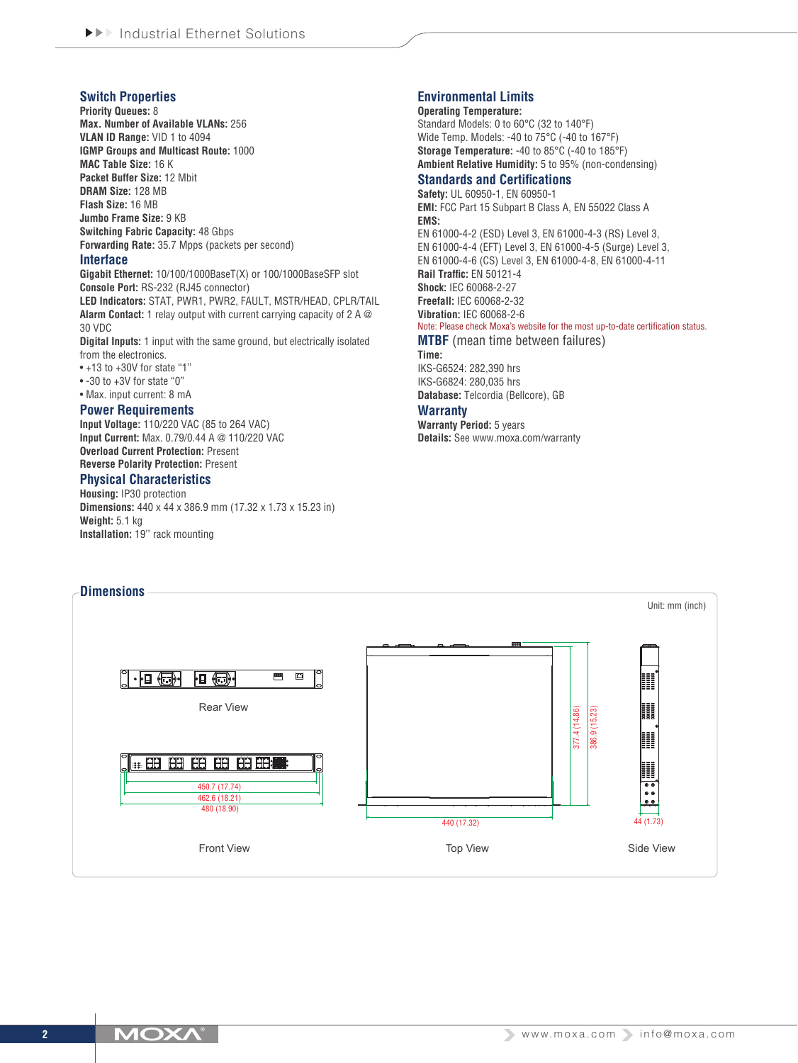## Switch Properties

**Priority Queues:** 8
**Max. Number of Available VLANs:** 256
**VLAN ID Range:** VID 1 to 4094
**IGMP Groups and Multicast Route:** 1000
**MAC Table Size:** 16 K
**Packet Buffer Size:** 12 Mbit
**DRAM Size:** 128 MB
**Flash Size:** 16 MB
**Jumbo Frame Size:** 9 KB
**Switching Fabric Capacity:** 48 Gbps
**Forwarding Rate:** 35.7 Mpps (packets per second)

## Interface

**Gigabit Ethernet:** 10/100/1000BaseT(X) or 100/1000BaseSFP slot
**Console Port:** RS-232 (RJ45 connector)
**LED Indicators:** STAT, PWR1, PWR2, FAULT, MSTR/HEAD, CPLR/TAIL
**Alarm Contact:** 1 relay output with current carrying capacity of 2 A @ 30 VDC
**Digital Inputs:** 1 input with the same ground, but electrically isolated from the electronics.

- +13 to +30V for state "1"
- -30 to +3V for state "0"
- Max. input current: 8 mA

## Power Requirements

**Input Voltage:** 110/220 VAC (85 to 264 VAC)
**Input Current:** Max. 0.79/0.44 A @ 110/220 VAC
**Overload Current Protection:** Present
**Reverse Polarity Protection:** Present

## Physical Characteristics

**Housing:** IP30 protection
**Dimensions:** 440 x 44 x 386.9 mm (17.32 x 1.73 x 15.23 in)
**Weight:** 5.1 kg
**Installation:** 19" rack mounting

## Environmental Limits

**Operating Temperature:**
Standard Models: 0 to 60°C (32 to 140°F)
Wide Temp. Models: -40 to 75°C (-40 to 167°F)
**Storage Temperature:** -40 to 85°C (-40 to 185°F)
**Ambient Relative Humidity:** 5 to 95% (non-condensing)

## Standards and Certifications

**Safety:** UL 60950-1, EN 60950-1
**EMI:** FCC Part 15 Subpart B Class A, EN 55022 Class A
**EMS:**
EN 61000-4-2 (ESD) Level 3, EN 61000-4-3 (RS) Level 3,
EN 61000-4-4 (EFT) Level 3, EN 61000-4-5 (Surge) Level 3,
EN 61000-4-6 (CS) Level 3, EN 61000-4-8, EN 61000-4-11
**Rail Traffic:** EN 50121-4
**Shock:** IEC 60068-2-27
**Freefall:** IEC 60068-2-32
**Vibration:** IEC 60068-2-6
Note: Please check Moxa's website for the most up-to-date certification status.

## MTBF (mean time between failures)

**Time:**
IKS-G6524: 282,390 hrs
IKS-G6824: 280,035 hrs
**Database:** Telcordia (Bellcore), GB

## Warranty

**Warranty Period:** 5 years
**Details:** See www.moxa.com/warranty

## Dimensions

Unit: mm (inch)

Rear View

450.7 (17.74)
462.6 (18.21)
480 (18.90)

Front View

377.4 (14.86)
386.9 (15.23)
440 (17.32)

Top View

44 (1.73)

Side View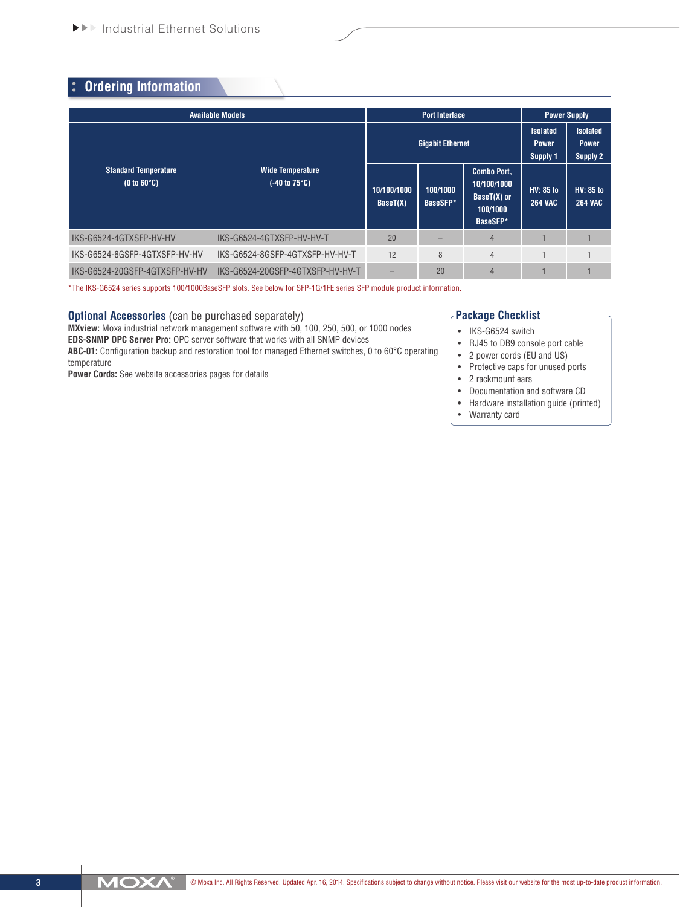## Ordering Information

| Available Models | | Port Interface | | | Power Supply | |
|---|---|---|---|---|---|---|
| | | Gigabit Ethernet | | | Isolated Power Supply 1 | Isolated Power Supply 2 |
| Standard Temperature (0 to 60°C) | Wide Temperature (-40 to 75°C) | 10/100/1000 BaseT(X) | 100/1000 BaseSFP* | Combo Port, 10/100/1000 BaseT(X) or 100/1000 BaseSFP* | HV: 85 to 264 VAC | HV: 85 to 264 VAC |
| IKS-G6524-4GTXSFP-HV-HV | IKS-G6524-4GTXSFP-HV-HV-T | 20 | – | 4 | 1 | 1 |
| IKS-G6524-8GSFP-4GTXSFP-HV-HV | IKS-G6524-8GSFP-4GTXSFP-HV-HV-T | 12 | 8 | 4 | 1 | 1 |
| IKS-G6524-20GSFP-4GTXSFP-HV-HV | IKS-G6524-20GSFP-4GTXSFP-HV-HV-T | – | 20 | 4 | 1 | 1 |

*The IKS-G6524 series supports 100/1000BaseSFP slots. See below for SFP-1G/1FE series SFP module product information.

### Optional Accessories (can be purchased separately)

**MXview:** Moxa industrial network management software with 50, 100, 250, 500, or 1000 nodes
**EDS-SNMP OPC Server Pro:** OPC server software that works with all SNMP devices
**ABC-01:** Configuration backup and restoration tool for managed Ethernet switches, 0 to 60°C operating temperature
**Power Cords:** See website accessories pages for details

### Package Checklist

- IKS-G6524 switch
- RJ45 to DB9 console port cable
- 2 power cords (EU and US)
- Protective caps for unused ports
- 2 rackmount ears
- Documentation and software CD
- Hardware installation guide (printed)
- Warranty card

© Moxa Inc. All Rights Reserved. Updated Apr. 16, 2014. Specifications subject to change without notice. Please visit our website for the most up-to-date product information.